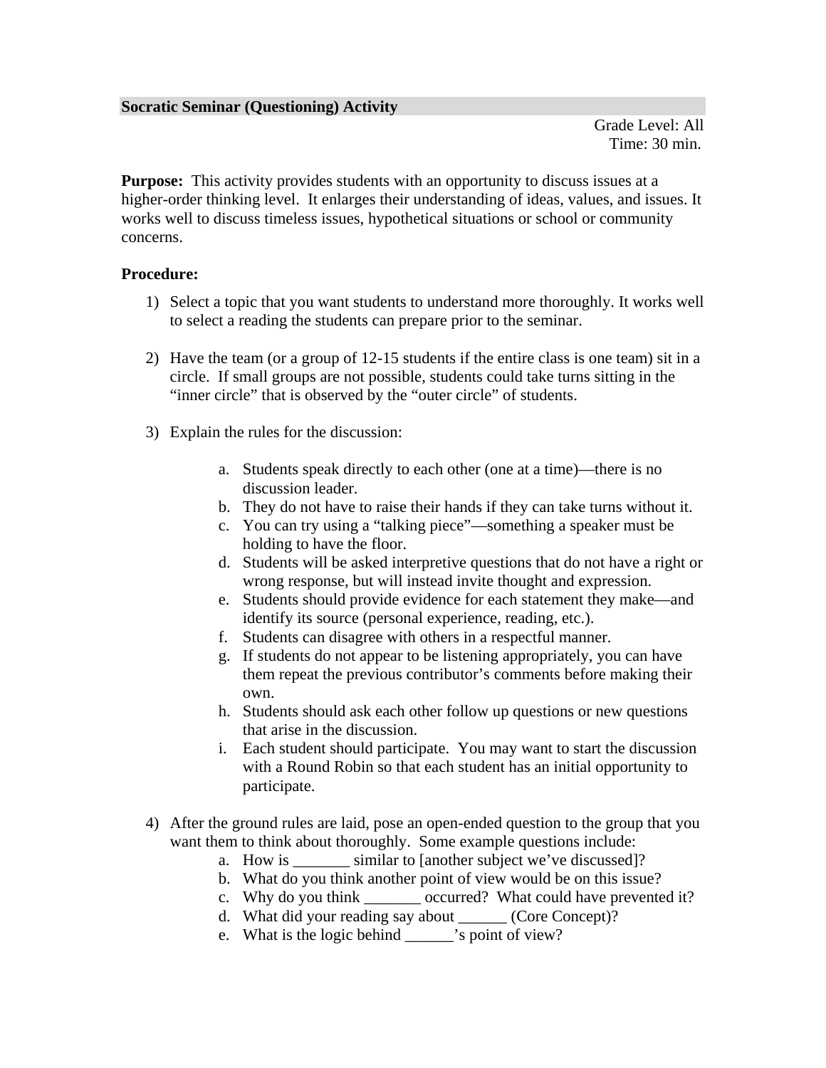## Socratic Seminar (Questioning) Activity

Grade Level: All
Time: 30 min.

**Purpose:** This activity provides students with an opportunity to discuss issues at a higher-order thinking level. It enlarges their understanding of ideas, values, and issues. It works well to discuss timeless issues, hypothetical situations or school or community concerns.

**Procedure:**

1) Select a topic that you want students to understand more thoroughly. It works well to select a reading the students can prepare prior to the seminar.

2) Have the team (or a group of 12-15 students if the entire class is one team) sit in a circle. If small groups are not possible, students could take turns sitting in the "inner circle" that is observed by the "outer circle" of students.

3) Explain the rules for the discussion:

   a. Students speak directly to each other (one at a time)—there is no discussion leader.
   b. They do not have to raise their hands if they can take turns without it.
   c. You can try using a "talking piece"—something a speaker must be holding to have the floor.
   d. Students will be asked interpretive questions that do not have a right or wrong response, but will instead invite thought and expression.
   e. Students should provide evidence for each statement they make—and identify its source (personal experience, reading, etc.).
   f. Students can disagree with others in a respectful manner.
   g. If students do not appear to be listening appropriately, you can have them repeat the previous contributor's comments before making their own.
   h. Students should ask each other follow up questions or new questions that arise in the discussion.
   i. Each student should participate. You may want to start the discussion with a Round Robin so that each student has an initial opportunity to participate.

4) After the ground rules are laid, pose an open-ended question to the group that you want them to think about thoroughly. Some example questions include:
   a. How is _______ similar to [another subject we've discussed]?
   b. What do you think another point of view would be on this issue?
   c. Why do you think _______ occurred? What could have prevented it?
   d. What did your reading say about ______ (Core Concept)?
   e. What is the logic behind ______'s point of view?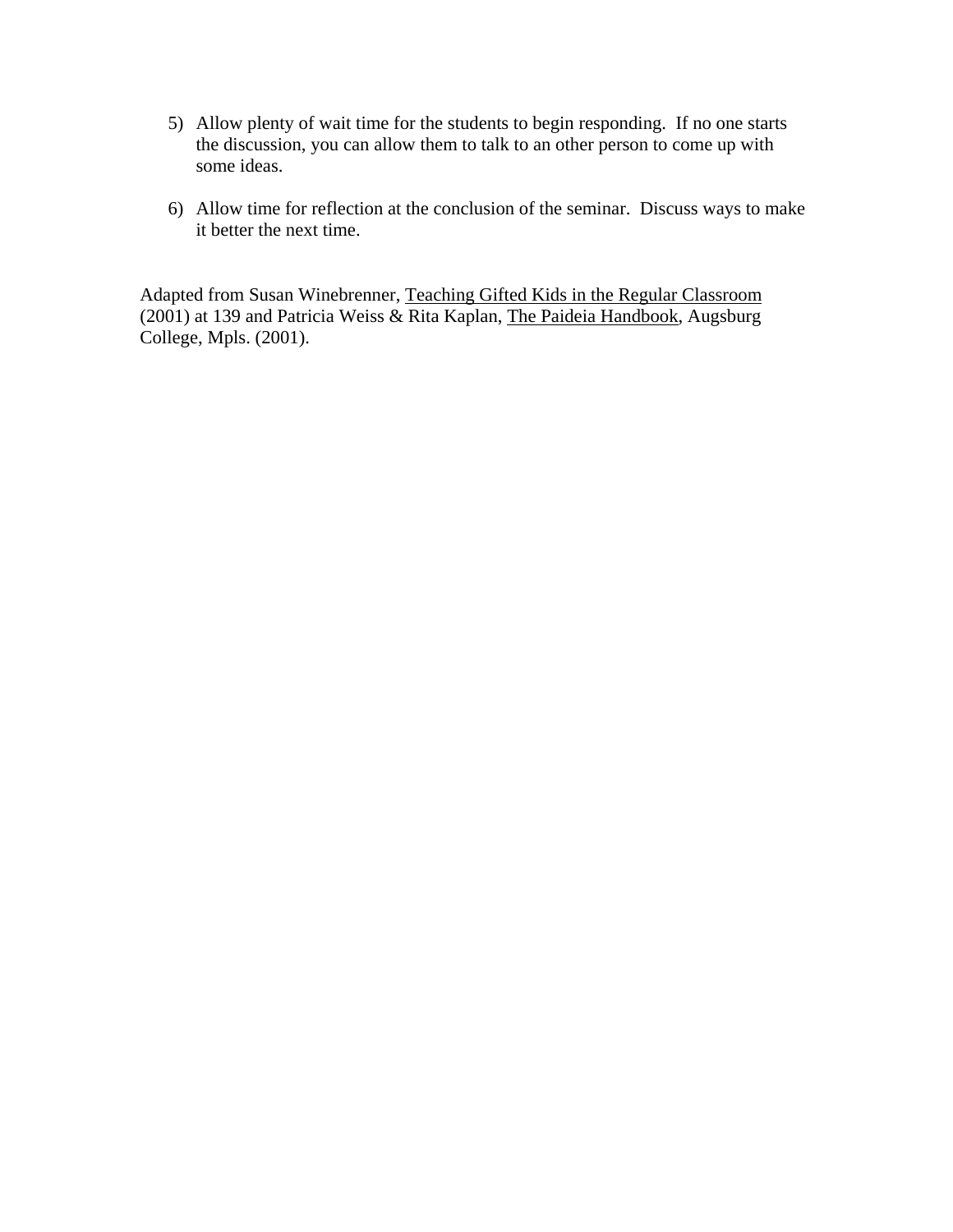5) Allow plenty of wait time for the students to begin responding. If no one starts the discussion, you can allow them to talk to an other person to come up with some ideas.

6) Allow time for reflection at the conclusion of the seminar. Discuss ways to make it better the next time.

Adapted from Susan Winebrenner, Teaching Gifted Kids in the Regular Classroom (2001) at 139 and Patricia Weiss & Rita Kaplan, The Paideia Handbook, Augsburg College, Mpls. (2001).